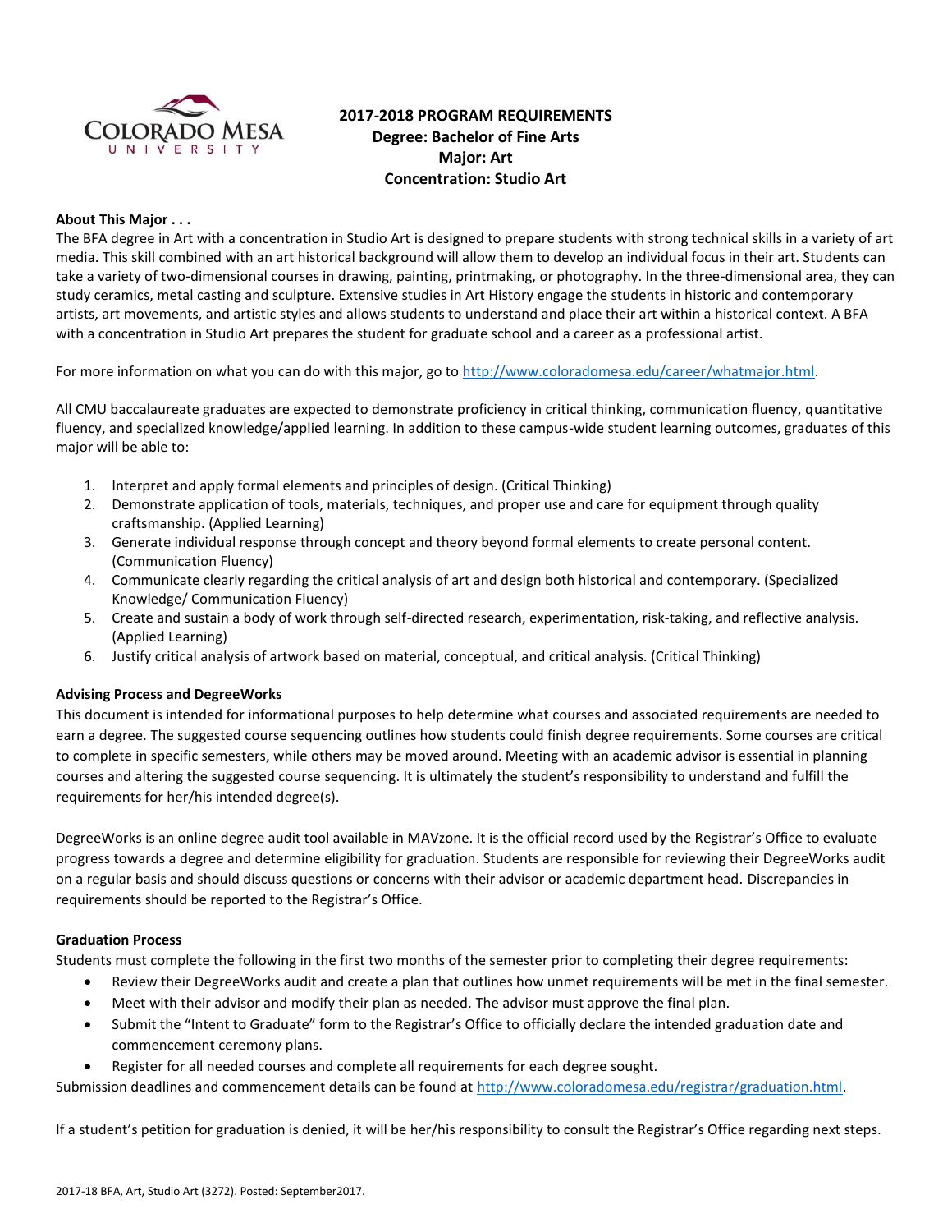**2017-2018 PROGRAM REQUIREMENTS**
**Degree: Bachelor of Fine Arts**
**Major: Art**
**Concentration: Studio Art**

**About This Major . . .**

The BFA degree in Art with a concentration in Studio Art is designed to prepare students with strong technical skills in a variety of art media. This skill combined with an art historical background will allow them to develop an individual focus in their art. Students can take a variety of two-dimensional courses in drawing, painting, printmaking, or photography. In the three-dimensional area, they can study ceramics, metal casting and sculpture. Extensive studies in Art History engage the students in historic and contemporary artists, art movements, and artistic styles and allows students to understand and place their art within a historical context. A BFA with a concentration in Studio Art prepares the student for graduate school and a career as a professional artist.

For more information on what you can do with this major, go to http://www.coloradomesa.edu/career/whatmajor.html.

All CMU baccalaureate graduates are expected to demonstrate proficiency in critical thinking, communication fluency, quantitative fluency, and specialized knowledge/applied learning. In addition to these campus-wide student learning outcomes, graduates of this major will be able to:

1. Interpret and apply formal elements and principles of design. (Critical Thinking)
2. Demonstrate application of tools, materials, techniques, and proper use and care for equipment through quality craftsmanship. (Applied Learning)
3. Generate individual response through concept and theory beyond formal elements to create personal content. (Communication Fluency)
4. Communicate clearly regarding the critical analysis of art and design both historical and contemporary. (Specialized Knowledge/ Communication Fluency)
5. Create and sustain a body of work through self-directed research, experimentation, risk-taking, and reflective analysis. (Applied Learning)
6. Justify critical analysis of artwork based on material, conceptual, and critical analysis. (Critical Thinking)

**Advising Process and DegreeWorks**

This document is intended for informational purposes to help determine what courses and associated requirements are needed to earn a degree. The suggested course sequencing outlines how students could finish degree requirements. Some courses are critical to complete in specific semesters, while others may be moved around. Meeting with an academic advisor is essential in planning courses and altering the suggested course sequencing. It is ultimately the student's responsibility to understand and fulfill the requirements for her/his intended degree(s).

DegreeWorks is an online degree audit tool available in MAVzone. It is the official record used by the Registrar's Office to evaluate progress towards a degree and determine eligibility for graduation. Students are responsible for reviewing their DegreeWorks audit on a regular basis and should discuss questions or concerns with their advisor or academic department head. Discrepancies in requirements should be reported to the Registrar's Office.

**Graduation Process**

Students must complete the following in the first two months of the semester prior to completing their degree requirements:

- Review their DegreeWorks audit and create a plan that outlines how unmet requirements will be met in the final semester.
- Meet with their advisor and modify their plan as needed. The advisor must approve the final plan.
- Submit the "Intent to Graduate" form to the Registrar's Office to officially declare the intended graduation date and commencement ceremony plans.
- Register for all needed courses and complete all requirements for each degree sought.

Submission deadlines and commencement details can be found at http://www.coloradomesa.edu/registrar/graduation.html.

If a student's petition for graduation is denied, it will be her/his responsibility to consult the Registrar's Office regarding next steps.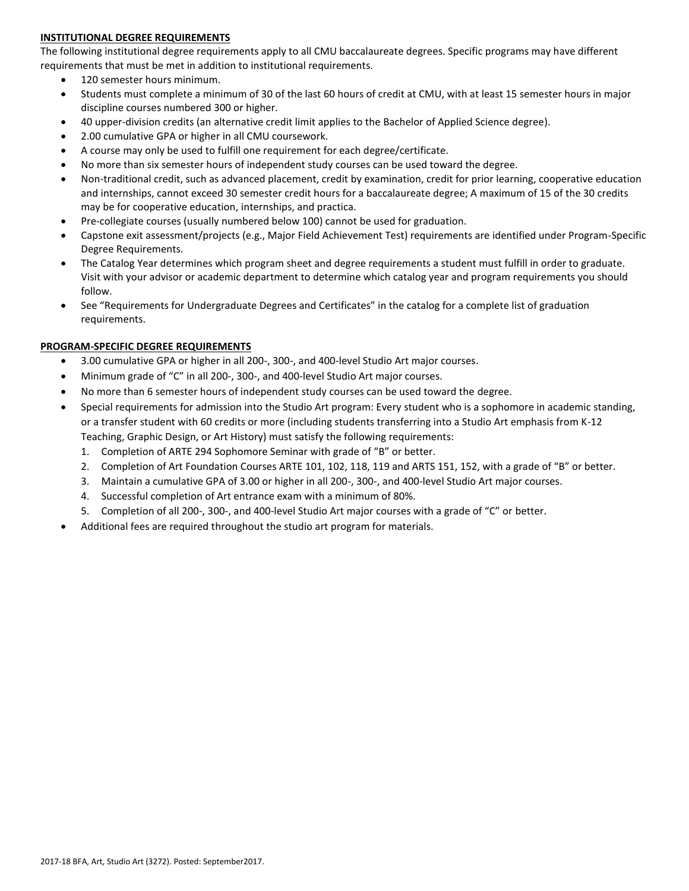## INSTITUTIONAL DEGREE REQUIREMENTS

The following institutional degree requirements apply to all CMU baccalaureate degrees. Specific programs may have different requirements that must be met in addition to institutional requirements.

- 120 semester hours minimum.
- Students must complete a minimum of 30 of the last 60 hours of credit at CMU, with at least 15 semester hours in major discipline courses numbered 300 or higher.
- 40 upper-division credits (an alternative credit limit applies to the Bachelor of Applied Science degree).
- 2.00 cumulative GPA or higher in all CMU coursework.
- A course may only be used to fulfill one requirement for each degree/certificate.
- No more than six semester hours of independent study courses can be used toward the degree.
- Non-traditional credit, such as advanced placement, credit by examination, credit for prior learning, cooperative education and internships, cannot exceed 30 semester credit hours for a baccalaureate degree; A maximum of 15 of the 30 credits may be for cooperative education, internships, and practica.
- Pre-collegiate courses (usually numbered below 100) cannot be used for graduation.
- Capstone exit assessment/projects (e.g., Major Field Achievement Test) requirements are identified under Program-Specific Degree Requirements.
- The Catalog Year determines which program sheet and degree requirements a student must fulfill in order to graduate. Visit with your advisor or academic department to determine which catalog year and program requirements you should follow.
- See "Requirements for Undergraduate Degrees and Certificates" in the catalog for a complete list of graduation requirements.

## PROGRAM-SPECIFIC DEGREE REQUIREMENTS

- 3.00 cumulative GPA or higher in all 200-, 300-, and 400-level Studio Art major courses.
- Minimum grade of "C" in all 200-, 300-, and 400-level Studio Art major courses.
- No more than 6 semester hours of independent study courses can be used toward the degree.
- Special requirements for admission into the Studio Art program: Every student who is a sophomore in academic standing, or a transfer student with 60 credits or more (including students transferring into a Studio Art emphasis from K-12 Teaching, Graphic Design, or Art History) must satisfy the following requirements:
  1. Completion of ARTE 294 Sophomore Seminar with grade of "B" or better.
  2. Completion of Art Foundation Courses ARTE 101, 102, 118, 119 and ARTS 151, 152, with a grade of "B" or better.
  3. Maintain a cumulative GPA of 3.00 or higher in all 200-, 300-, and 400-level Studio Art major courses.
  4. Successful completion of Art entrance exam with a minimum of 80%.
  5. Completion of all 200-, 300-, and 400-level Studio Art major courses with a grade of "C" or better.
- Additional fees are required throughout the studio art program for materials.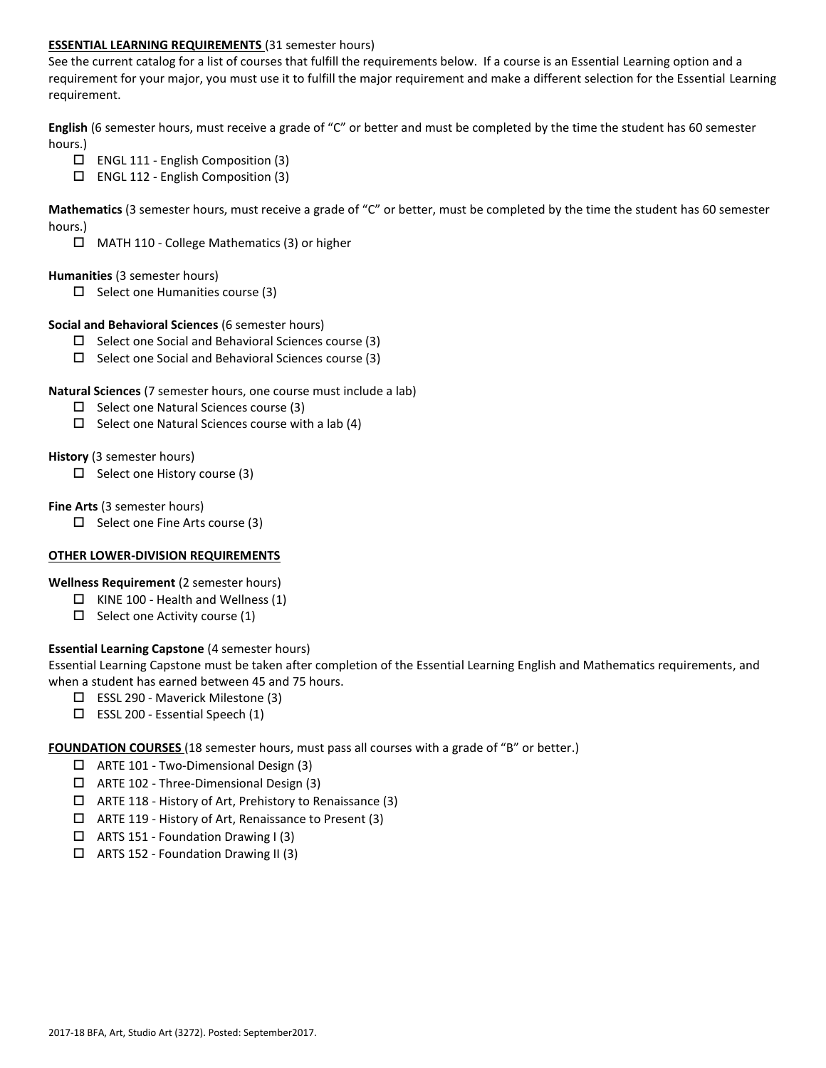**ESSENTIAL LEARNING REQUIREMENTS** (31 semester hours)

See the current catalog for a list of courses that fulfill the requirements below. If a course is an Essential Learning option and a requirement for your major, you must use it to fulfill the major requirement and make a different selection for the Essential Learning requirement.

**English** (6 semester hours, must receive a grade of "C" or better and must be completed by the time the student has 60 semester hours.)

- ☐ ENGL 111 - English Composition (3)
- ☐ ENGL 112 - English Composition (3)

**Mathematics** (3 semester hours, must receive a grade of "C" or better, must be completed by the time the student has 60 semester hours.)

- ☐ MATH 110 - College Mathematics (3) or higher

**Humanities** (3 semester hours)

- ☐ Select one Humanities course (3)

**Social and Behavioral Sciences** (6 semester hours)

- ☐ Select one Social and Behavioral Sciences course (3)
- ☐ Select one Social and Behavioral Sciences course (3)

**Natural Sciences** (7 semester hours, one course must include a lab)

- ☐ Select one Natural Sciences course (3)
- ☐ Select one Natural Sciences course with a lab (4)

**History** (3 semester hours)

- ☐ Select one History course (3)

**Fine Arts** (3 semester hours)

- ☐ Select one Fine Arts course (3)

**OTHER LOWER-DIVISION REQUIREMENTS**

**Wellness Requirement** (2 semester hours)

- ☐ KINE 100 - Health and Wellness (1)
- ☐ Select one Activity course (1)

**Essential Learning Capstone** (4 semester hours)

Essential Learning Capstone must be taken after completion of the Essential Learning English and Mathematics requirements, and when a student has earned between 45 and 75 hours.

- ☐ ESSL 290 - Maverick Milestone (3)
- ☐ ESSL 200 - Essential Speech (1)

**FOUNDATION COURSES** (18 semester hours, must pass all courses with a grade of "B" or better.)

- ☐ ARTE 101 - Two-Dimensional Design (3)
- ☐ ARTE 102 - Three-Dimensional Design (3)
- ☐ ARTE 118 - History of Art, Prehistory to Renaissance (3)
- ☐ ARTE 119 - History of Art, Renaissance to Present (3)
- ☐ ARTS 151 - Foundation Drawing I (3)
- ☐ ARTS 152 - Foundation Drawing II (3)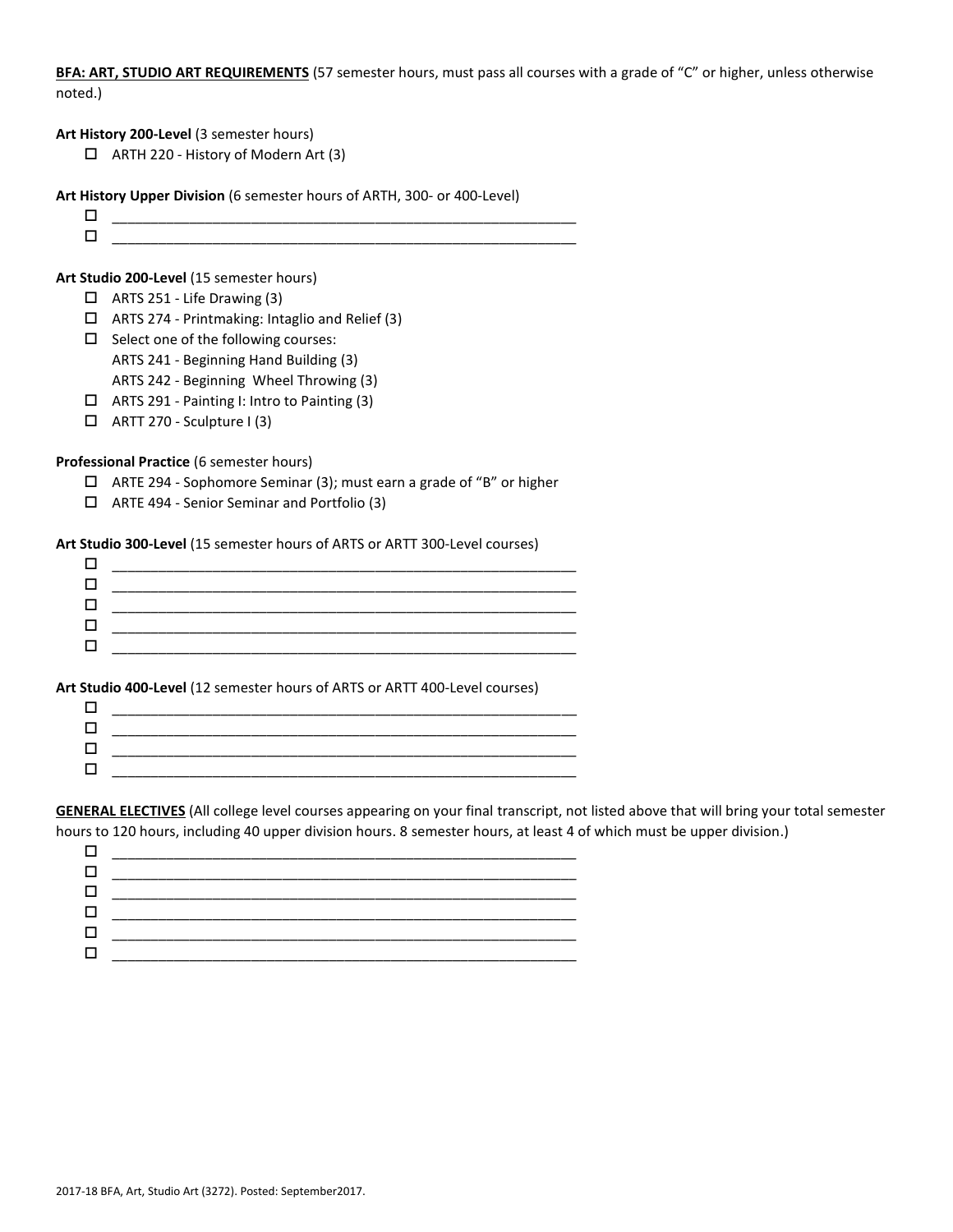**BFA: ART, STUDIO ART REQUIREMENTS** (57 semester hours, must pass all courses with a grade of "C" or higher, unless otherwise noted.)

**Art History 200-Level** (3 semester hours)

- ☐ ARTH 220 - History of Modern Art (3)

**Art History Upper Division** (6 semester hours of ARTH, 300- or 400-Level)

- ☐ ____________________________________________
- ☐ ____________________________________________

**Art Studio 200-Level** (15 semester hours)

- ☐ ARTS 251 - Life Drawing (3)
- ☐ ARTS 274 - Printmaking: Intaglio and Relief (3)
- ☐ Select one of the following courses:
  ARTS 241 - Beginning Hand Building (3)
  ARTS 242 - Beginning Wheel Throwing (3)
- ☐ ARTS 291 - Painting I: Intro to Painting (3)
- ☐ ARTT 270 - Sculpture I (3)

**Professional Practice** (6 semester hours)

- ☐ ARTE 294 - Sophomore Seminar (3); must earn a grade of "B" or higher
- ☐ ARTE 494 - Senior Seminar and Portfolio (3)

**Art Studio 300-Level** (15 semester hours of ARTS or ARTT 300-Level courses)

- ☐ ____________________________________________
- ☐ ____________________________________________
- ☐ ____________________________________________
- ☐ ____________________________________________
- ☐ ____________________________________________

**Art Studio 400-Level** (12 semester hours of ARTS or ARTT 400-Level courses)

- ☐ ____________________________________________
- ☐ ____________________________________________
- ☐ ____________________________________________
- ☐ ____________________________________________

**GENERAL ELECTIVES** (All college level courses appearing on your final transcript, not listed above that will bring your total semester hours to 120 hours, including 40 upper division hours. 8 semester hours, at least 4 of which must be upper division.)

- ☐ ____________________________________________
- ☐ ____________________________________________
- ☐ ____________________________________________
- ☐ ____________________________________________
- ☐ ____________________________________________
- ☐ ____________________________________________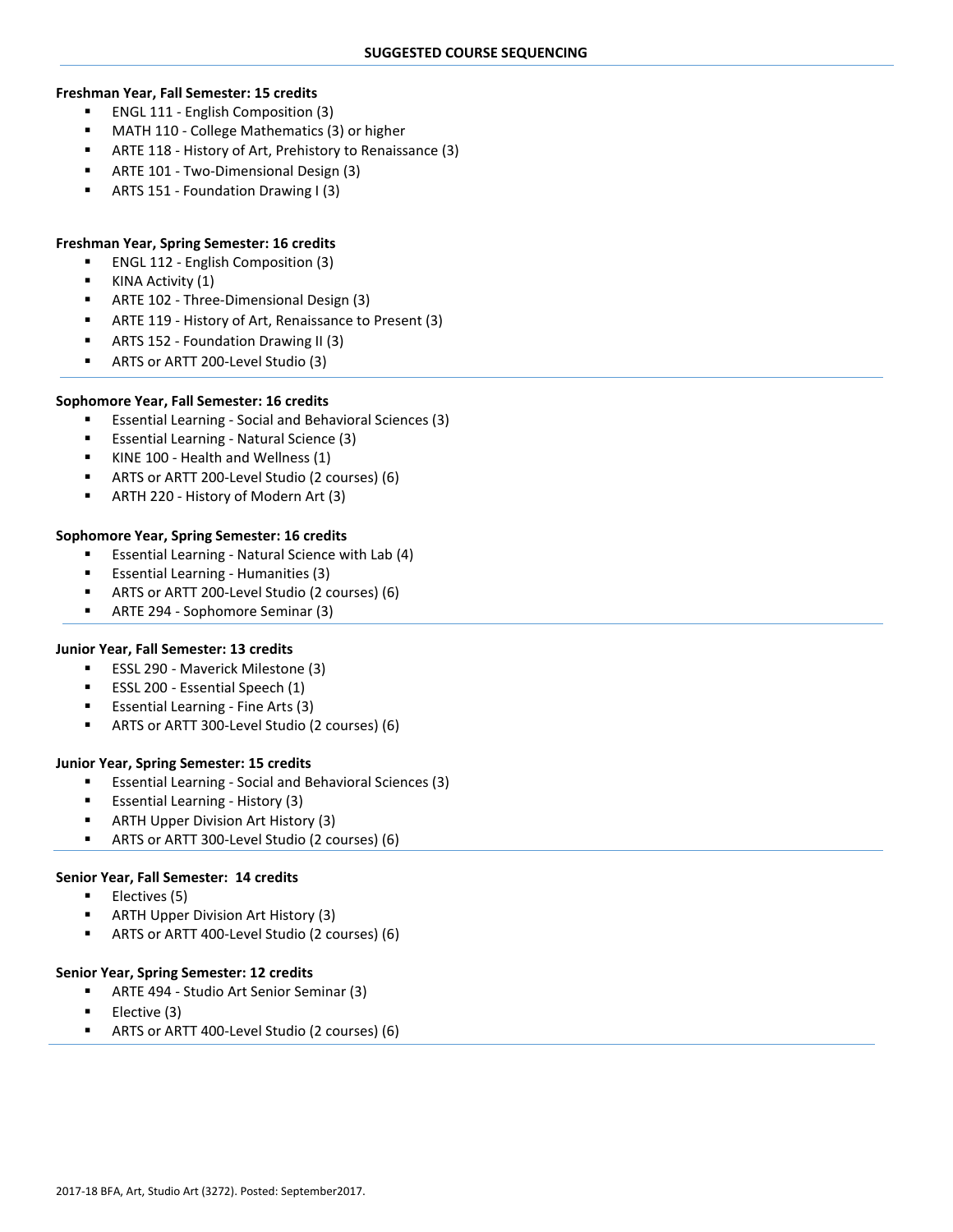## SUGGESTED COURSE SEQUENCING

**Freshman Year, Fall Semester: 15 credits**

- ENGL 111 - English Composition (3)
- MATH 110 - College Mathematics (3) or higher
- ARTE 118 - History of Art, Prehistory to Renaissance (3)
- ARTE 101 - Two-Dimensional Design (3)
- ARTS 151 - Foundation Drawing I (3)

**Freshman Year, Spring Semester: 16 credits**

- ENGL 112 - English Composition (3)
- KINA Activity (1)
- ARTE 102 - Three-Dimensional Design (3)
- ARTE 119 - History of Art, Renaissance to Present (3)
- ARTS 152 - Foundation Drawing II (3)
- ARTS or ARTT 200-Level Studio (3)

**Sophomore Year, Fall Semester: 16 credits**

- Essential Learning - Social and Behavioral Sciences (3)
- Essential Learning - Natural Science (3)
- KINE 100 - Health and Wellness (1)
- ARTS or ARTT 200-Level Studio (2 courses) (6)
- ARTH 220 - History of Modern Art (3)

**Sophomore Year, Spring Semester: 16 credits**

- Essential Learning - Natural Science with Lab (4)
- Essential Learning - Humanities (3)
- ARTS or ARTT 200-Level Studio (2 courses) (6)
- ARTE 294 - Sophomore Seminar (3)

**Junior Year, Fall Semester: 13 credits**

- ESSL 290 - Maverick Milestone (3)
- ESSL 200 - Essential Speech (1)
- Essential Learning - Fine Arts (3)
- ARTS or ARTT 300-Level Studio (2 courses) (6)

**Junior Year, Spring Semester: 15 credits**

- Essential Learning - Social and Behavioral Sciences (3)
- Essential Learning - History (3)
- ARTH Upper Division Art History (3)
- ARTS or ARTT 300-Level Studio (2 courses) (6)

**Senior Year, Fall Semester: 14 credits**

- Electives (5)
- ARTH Upper Division Art History (3)
- ARTS or ARTT 400-Level Studio (2 courses) (6)

**Senior Year, Spring Semester: 12 credits**

- ARTE 494 - Studio Art Senior Seminar (3)
- Elective (3)
- ARTS or ARTT 400-Level Studio (2 courses) (6)